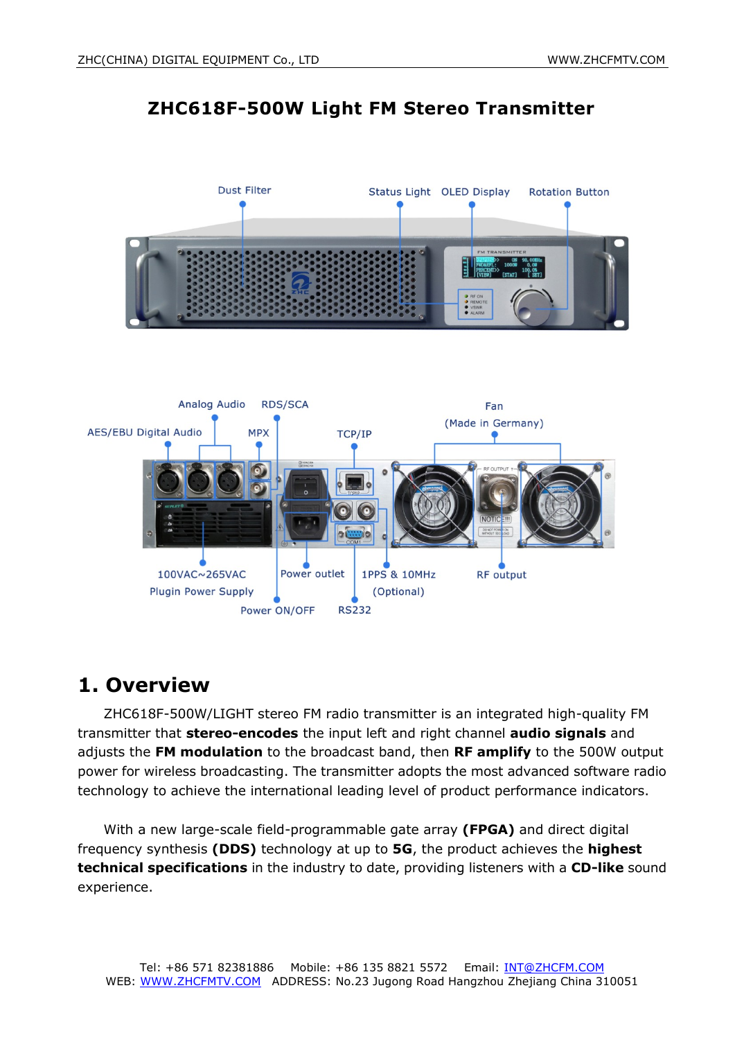# ZHC618F-500W Light FM Stereo Transmitter

Dust Filter

Status Light

OLED Display

Rotation Button

Analog Audio

RDS/SCA

AES/EBU Digital Audio

MPX

TCP/IP

Fan

(Made in Germany)

100VAC~265VAC

Plugin Power Supply

Power outlet

Power ON/OFF

1PPS & 10MHz

(Optional)

RS232

RF output

## 1. Overview

ZHC618F-500W/LIGHT stereo FM radio transmitter is an integrated high-quality FM transmitter that **stereo-encodes** the input left and right channel **audio signals** and adjusts the **FM modulation** to the broadcast band, then **RF amplify** to the 500W output power for wireless broadcasting. The transmitter adopts the most advanced software radio technology to achieve the international leading level of product performance indicators.

With a new large-scale field-programmable gate array **(FPGA)** and direct digital frequency synthesis **(DDS)** technology at up to **5G**, the product achieves the **highest technical specifications** in the industry to date, providing listeners with a **CD-like** sound experience.

Tel: +86 571 82381886 Mobile: +86 135 8821 5572 Email: INT@ZHCFM.COM
WEB: WWW.ZHCFMTV.COM ADDRESS: No.23 Jugong Road Hangzhou Zhejiang China 310051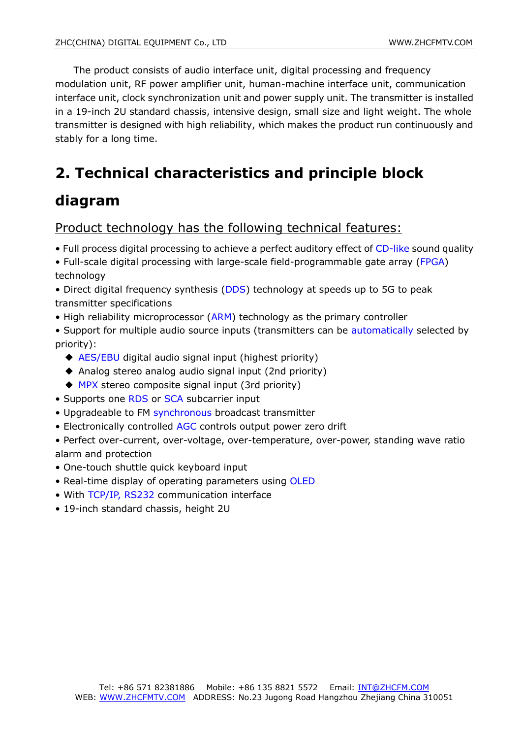The product consists of audio interface unit, digital processing and frequency modulation unit, RF power amplifier unit, human-machine interface unit, communication interface unit, clock synchronization unit and power supply unit. The transmitter is installed in a 19-inch 2U standard chassis, intensive design, small size and light weight. The whole transmitter is designed with high reliability, which makes the product run continuously and stably for a long time.

# 2. Technical characteristics and principle block diagram

## Product technology has the following technical features:

- Full process digital processing to achieve a perfect auditory effect of CD-like sound quality
- Full-scale digital processing with large-scale field-programmable gate array (FPGA) technology
- Direct digital frequency synthesis (DDS) technology at speeds up to 5G to peak transmitter specifications
- High reliability microprocessor (ARM) technology as the primary controller
- Support for multiple audio source inputs (transmitters can be automatically selected by priority):
  - AES/EBU digital audio signal input (highest priority)
  - Analog stereo analog audio signal input (2nd priority)
  - MPX stereo composite signal input (3rd priority)
- Supports one RDS or SCA subcarrier input
- Upgradeable to FM synchronous broadcast transmitter
- Electronically controlled AGC controls output power zero drift
- Perfect over-current, over-voltage, over-temperature, over-power, standing wave ratio alarm and protection
- One-touch shuttle quick keyboard input
- Real-time display of operating parameters using OLED
- With TCP/IP, RS232 communication interface
- 19-inch standard chassis, height 2U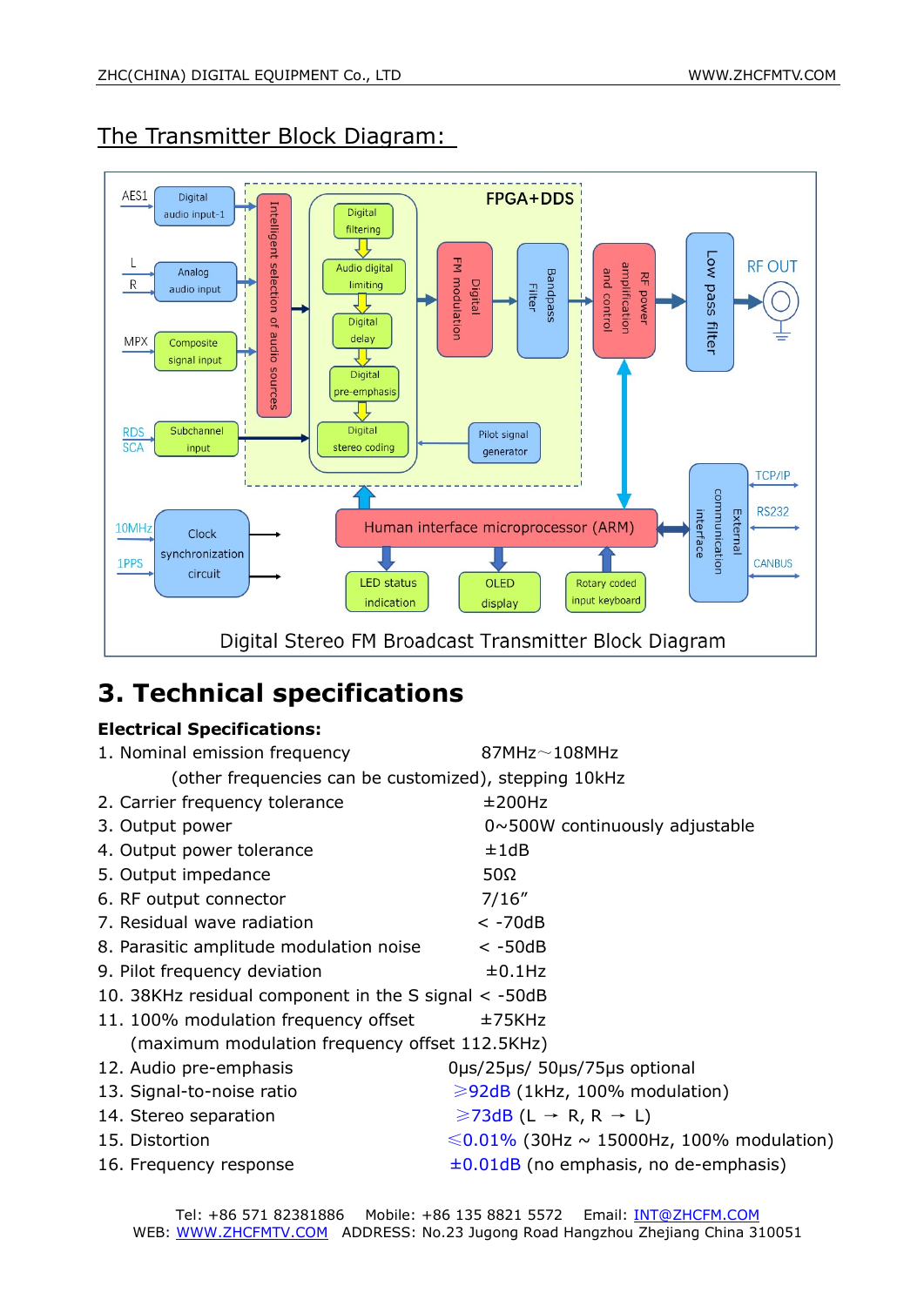## The Transmitter Block Diagram:

Digital Stereo FM Broadcast Transmitter Block Diagram

# 3. Technical specifications

**Electrical Specifications:**

1. Nominal emission frequency 87MHz～108MHz
   (other frequencies can be customized), stepping 10kHz
2. Carrier frequency tolerance ±200Hz
3. Output power 0~500W continuously adjustable
4. Output power tolerance ±1dB
5. Output impedance 50Ω
6. RF output connector 7/16”
7. Residual wave radiation < -70dB
8. Parasitic amplitude modulation noise < -50dB
9. Pilot frequency deviation ±0.1Hz
10. 38KHz residual component in the S signal < -50dB
11. 100% modulation frequency offset ±75KHz
    (maximum modulation frequency offset 112.5KHz)
12. Audio pre-emphasis 0μs/25μs/ 50μs/75μs optional
13. Signal-to-noise ratio ⩾92dB (1kHz, 100% modulation)
14. Stereo separation ⩾73dB (L → R, R → L)
15. Distortion ⩽0.01% (30Hz ~ 15000Hz, 100% modulation)
16. Frequency response ±0.01dB (no emphasis, no de-emphasis)

Tel: +86 571 82381886 Mobile: +86 135 8821 5572 Email: INT@ZHCFM.COM
WEB: WWW.ZHCFMTV.COM ADDRESS: No.23 Jugong Road Hangzhou Zhejiang China 310051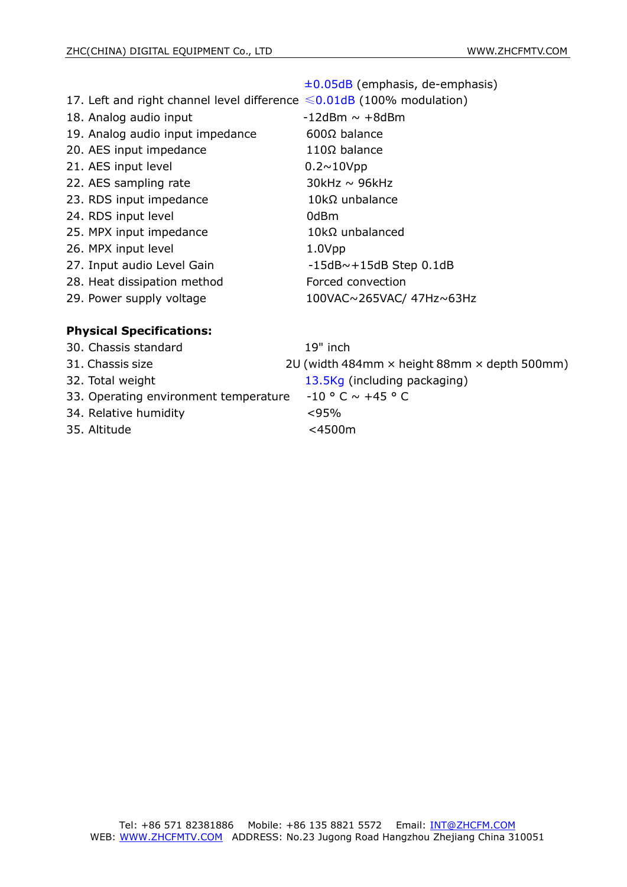| | |
|---|---|
| | ±0.05dB (emphasis, de-emphasis) |
| 17. Left and right channel level difference | ≤0.01dB (100% modulation) |
| 18. Analog audio input | -12dBm ~ +8dBm |
| 19. Analog audio input impedance | 600Ω balance |
| 20. AES input impedance | 110Ω balance |
| 21. AES input level | 0.2~10Vpp |
| 22. AES sampling rate | 30kHz ~ 96kHz |
| 23. RDS input impedance | 10kΩ unbalance |
| 24. RDS input level | 0dBm |
| 25. MPX input impedance | 10kΩ unbalanced |
| 26. MPX input level | 1.0Vpp |
| 27. Input audio Level Gain | -15dB~+15dB Step 0.1dB |
| 28. Heat dissipation method | Forced convection |
| 29. Power supply voltage | 100VAC~265VAC/ 47Hz~63Hz |

**Physical Specifications:**

| | |
|---|---|
| 30. Chassis standard | 19" inch |
| 31. Chassis size | 2U (width 484mm × height 88mm × depth 500mm) |
| 32. Total weight | 13.5Kg (including packaging) |
| 33. Operating environment temperature | -10 ° C ~ +45 ° C |
| 34. Relative humidity | <95% |
| 35. Altitude | <4500m |